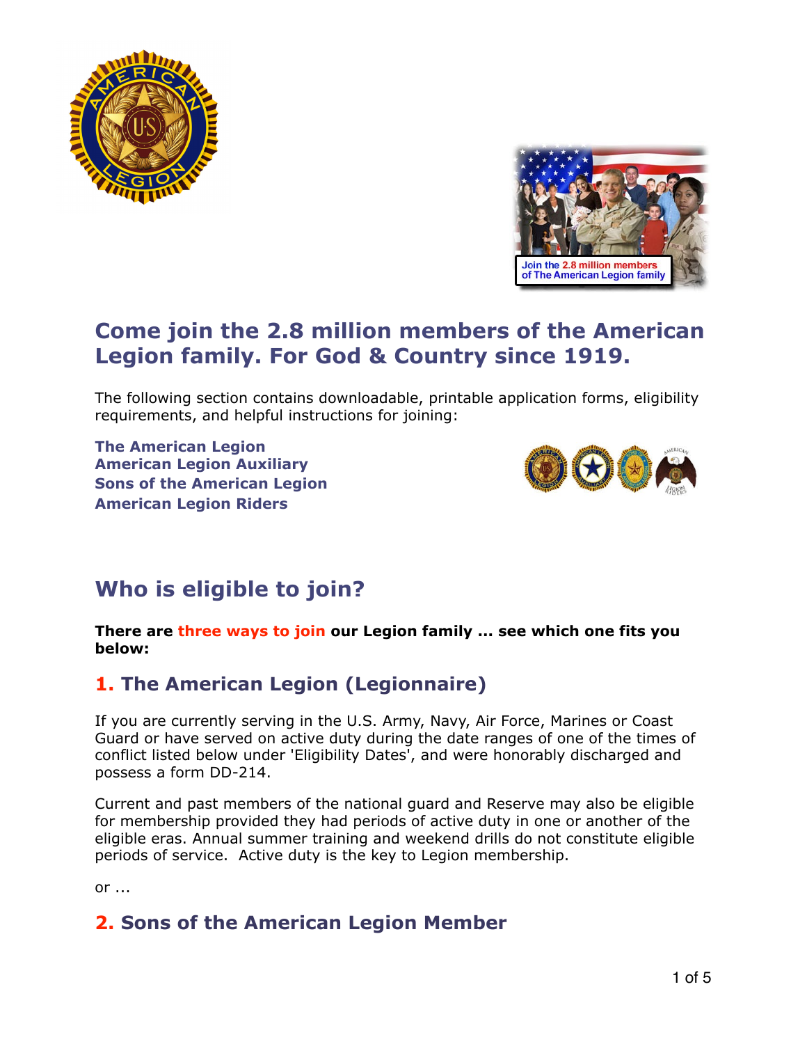## Come join the 2.8 million members of the American Legion family. For God & Country since 1919.

The following section contains downloadable, printable application forms, eligibility requirements, and helpful instructions for joining:

**The American Legion**
**American Legion Auxiliary**
**Sons of the American Legion**
**American Legion Riders**

## Who is eligible to join?

**There are three ways to join our Legion family ... see which one fits you below:**

### 1. The American Legion (Legionnaire)

If you are currently serving in the U.S. Army, Navy, Air Force, Marines or Coast Guard or have served on active duty during the date ranges of one of the times of conflict listed below under 'Eligibility Dates', and were honorably discharged and possess a form DD-214.

Current and past members of the national guard and Reserve may also be eligible for membership provided they had periods of active duty in one or another of the eligible eras. Annual summer training and weekend drills do not constitute eligible periods of service. Active duty is the key to Legion membership.

or ...

### 2. Sons of the American Legion Member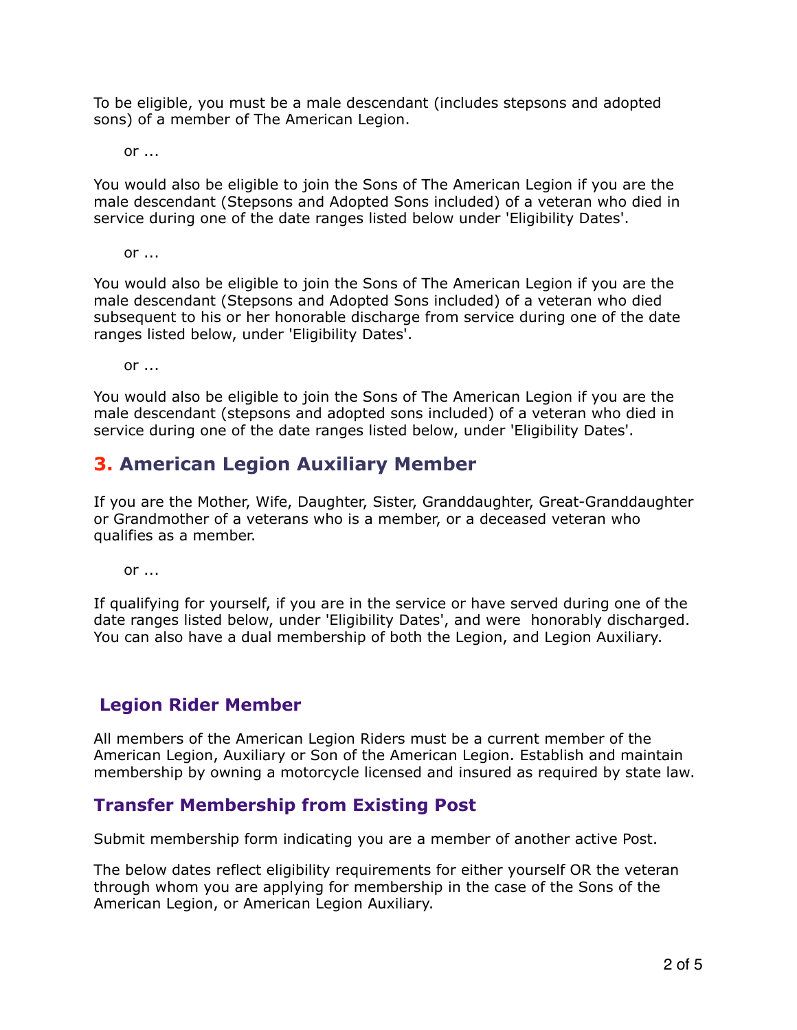To be eligible, you must be a male descendant (includes stepsons and adopted sons) of a member of The American Legion.

or ...

You would also be eligible to join the Sons of The American Legion if you are the male descendant (Stepsons and Adopted Sons included) of a veteran who died in service during one of the date ranges listed below under 'Eligibility Dates'.

or ...

You would also be eligible to join the Sons of The American Legion if you are the male descendant (Stepsons and Adopted Sons included) of a veteran who died subsequent to his or her honorable discharge from service during one of the date ranges listed below, under 'Eligibility Dates'.

or ...

You would also be eligible to join the Sons of The American Legion if you are the male descendant (stepsons and adopted sons included) of a veteran who died in service during one of the date ranges listed below, under 'Eligibility Dates'.

## 3. American Legion Auxiliary Member

If you are the Mother, Wife, Daughter, Sister, Granddaughter, Great-Granddaughter or Grandmother of a veterans who is a member, or a deceased veteran who qualifies as a member.

or ...

If qualifying for yourself, if you are in the service or have served during one of the date ranges listed below, under 'Eligibility Dates', and were honorably discharged. You can also have a dual membership of both the Legion, and Legion Auxiliary.

## Legion Rider Member

All members of the American Legion Riders must be a current member of the American Legion, Auxiliary or Son of the American Legion. Establish and maintain membership by owning a motorcycle licensed and insured as required by state law.

## Transfer Membership from Existing Post

Submit membership form indicating you are a member of another active Post.

The below dates reflect eligibility requirements for either yourself OR the veteran through whom you are applying for membership in the case of the Sons of the American Legion, or American Legion Auxiliary.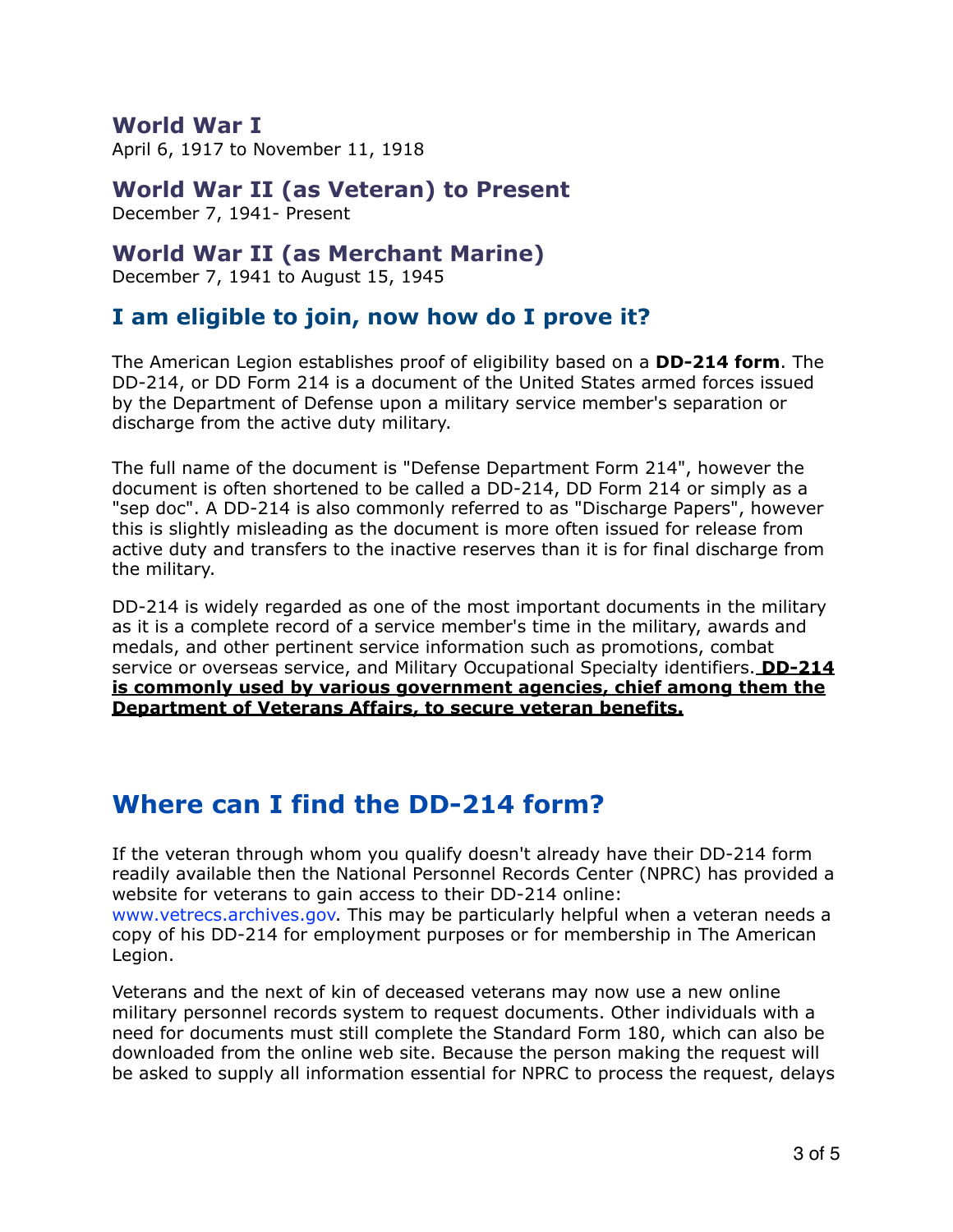### World War I
April 6, 1917 to November 11, 1918

### World War II (as Veteran) to Present
December 7, 1941- Present

### World War II (as Merchant Marine)
December 7, 1941 to August 15, 1945

## I am eligible to join, now how do I prove it?

The American Legion establishes proof of eligibility based on a **DD-214 form**. The DD-214, or DD Form 214 is a document of the United States armed forces issued by the Department of Defense upon a military service member's separation or discharge from the active duty military.

The full name of the document is "Defense Department Form 214", however the document is often shortened to be called a DD-214, DD Form 214 or simply as a "sep doc". A DD-214 is also commonly referred to as "Discharge Papers", however this is slightly misleading as the document is more often issued for release from active duty and transfers to the inactive reserves than it is for final discharge from the military.

DD-214 is widely regarded as one of the most important documents in the military as it is a complete record of a service member's time in the military, awards and medals, and other pertinent service information such as promotions, combat service or overseas service, and Military Occupational Specialty identifiers. **DD-214 is commonly used by various government agencies, chief among them the Department of Veterans Affairs, to secure veteran benefits.**

# Where can I find the DD-214 form?

If the veteran through whom you qualify doesn't already have their DD-214 form readily available then the National Personnel Records Center (NPRC) has provided a website for veterans to gain access to their DD-214 online: www.vetrecs.archives.gov. This may be particularly helpful when a veteran needs a copy of his DD-214 for employment purposes or for membership in The American Legion.

Veterans and the next of kin of deceased veterans may now use a new online military personnel records system to request documents. Other individuals with a need for documents must still complete the Standard Form 180, which can also be downloaded from the online web site. Because the person making the request will be asked to supply all information essential for NPRC to process the request, delays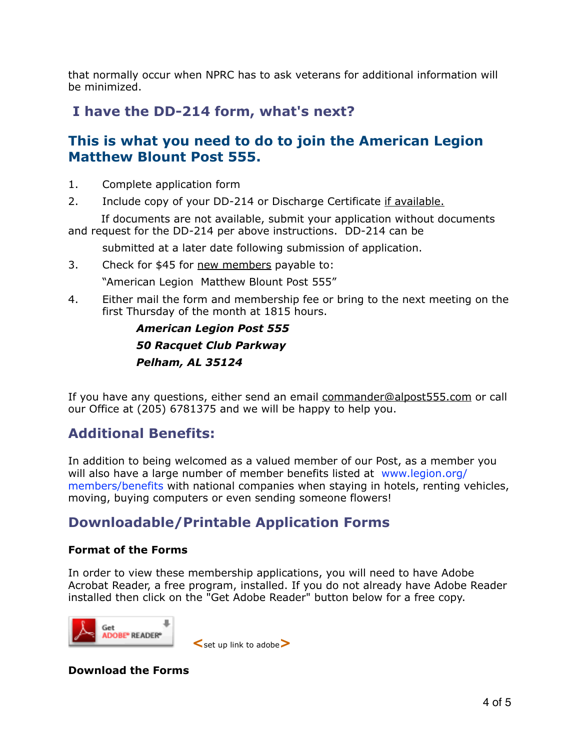that normally occur when NPRC has to ask veterans for additional information will be minimized.

## I have the DD-214 form, what's next?

## This is what you need to do to join the American Legion Matthew Blount Post 555.

1. Complete application form
2. Include copy of your DD-214 or Discharge Certificate if available.

   If documents are not available, submit your application without documents and request for the DD-214 per above instructions. DD-214 can be submitted at a later date following submission of application.

3. Check for $45 for new members payable to:

   "American Legion Matthew Blount Post 555"

4. Either mail the form and membership fee or bring to the next meeting on the first Thursday of the month at 1815 hours.

   ***American Legion Post 555***
   ***50 Racquet Club Parkway***
   ***Pelham, AL 35124***

If you have any questions, either send an email commander@alpost555.com or call our Office at (205) 6781375 and we will be happy to help you.

## Additional Benefits:

In addition to being welcomed as a valued member of our Post, as a member you will also have a large number of member benefits listed at www.legion.org/members/benefits with national companies when staying in hotels, renting vehicles, moving, buying computers or even sending someone flowers!

## Downloadable/Printable Application Forms

**Format of the Forms**

In order to view these membership applications, you will need to have Adobe Acrobat Reader, a free program, installed. If you do not already have Adobe Reader installed then click on the "Get Adobe Reader" button below for a free copy.

Get ADOBE® READER® <set up link to adobe>

**Download the Forms**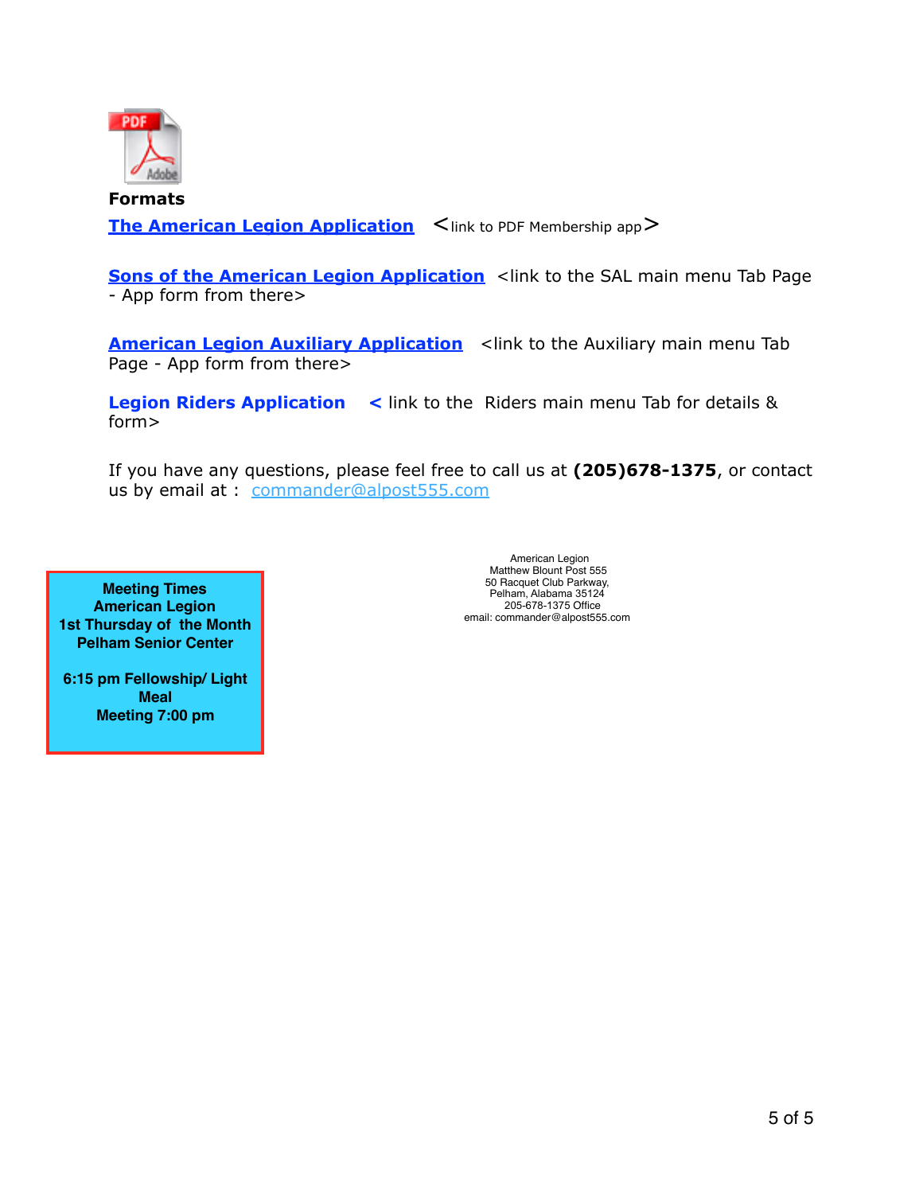**Formats**

**The American Legion Application** <link to PDF Membership app>

**Sons of the American Legion Application** <link to the SAL main menu Tab Page - App form from there>

**American Legion Auxiliary Application** <link to the Auxiliary main menu Tab Page - App form from there>

**Legion Riders Application** < link to the Riders main menu Tab for details & form>

If you have any questions, please feel free to call us at **(205)678-1375**, or contact us by email at : commander@alpost555.com

**Meeting Times**
**American Legion**
**1st Thursday of the Month**
**Pelham Senior Center**

**6:15 pm Fellowship/ Light Meal**
**Meeting 7:00 pm**

American Legion
Matthew Blount Post 555
50 Racquet Club Parkway,
Pelham, Alabama 35124
205-678-1375 Office
email: commander@alpost555.com